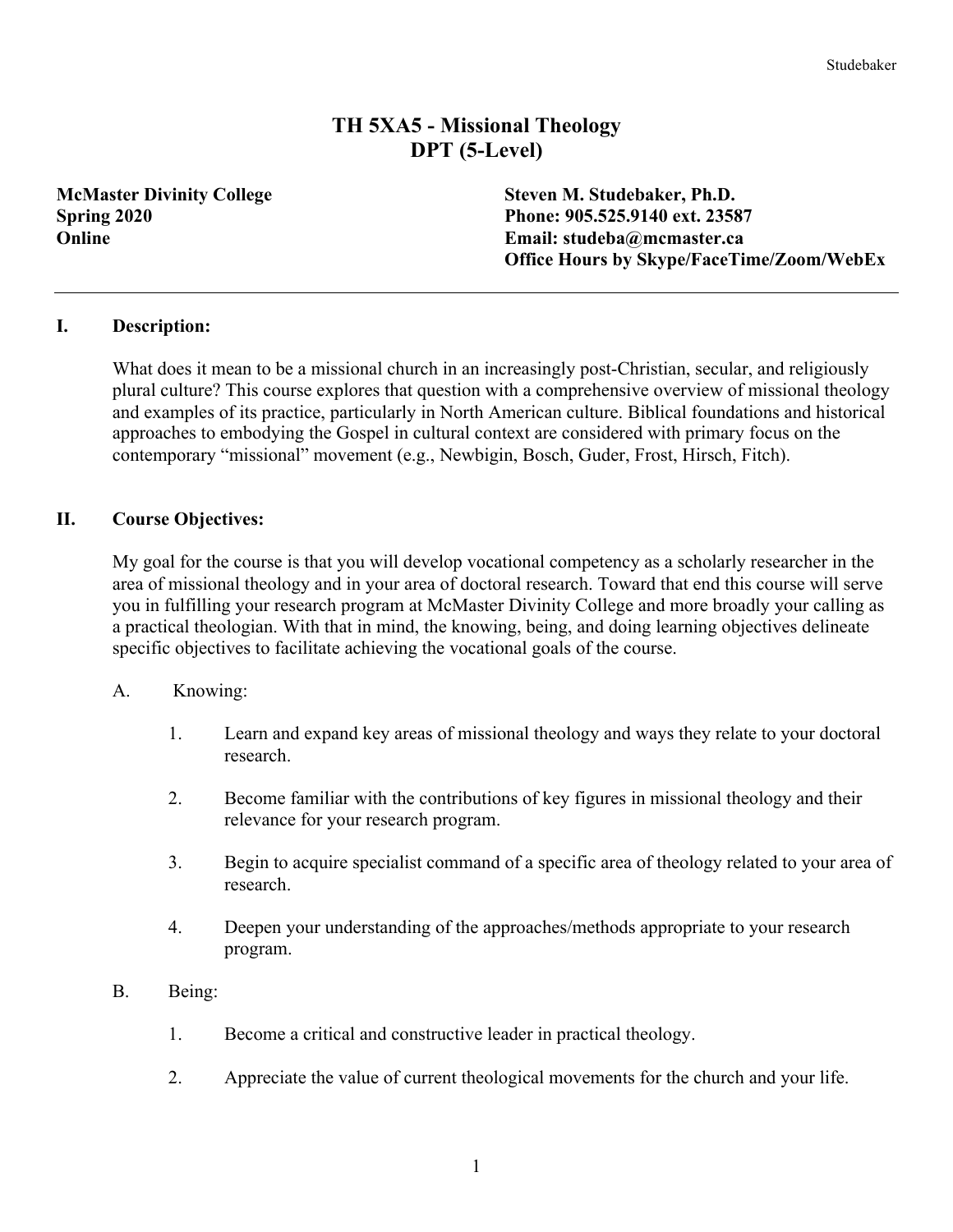# TH 5XA5 - Missional Theology
## DPT (5-Level)

**McMaster Divinity College**
**Spring 2020**
**Online**

**Steven M. Studebaker, Ph.D.**
**Phone: 905.525.9140 ext. 23587**
**Email: studeba@mcmaster.ca**
**Office Hours by Skype/FaceTime/Zoom/WebEx**

---

### I. Description:

What does it mean to be a missional church in an increasingly post-Christian, secular, and religiously plural culture? This course explores that question with a comprehensive overview of missional theology and examples of its practice, particularly in North American culture. Biblical foundations and historical approaches to embodying the Gospel in cultural context are considered with primary focus on the contemporary "missional" movement (e.g., Newbigin, Bosch, Guder, Frost, Hirsch, Fitch).

### II. Course Objectives:

My goal for the course is that you will develop vocational competency as a scholarly researcher in the area of missional theology and in your area of doctoral research. Toward that end this course will serve you in fulfilling your research program at McMaster Divinity College and more broadly your calling as a practical theologian. With that in mind, the knowing, being, and doing learning objectives delineate specific objectives to facilitate achieving the vocational goals of the course.

A. Knowing:

1. Learn and expand key areas of missional theology and ways they relate to your doctoral research.
2. Become familiar with the contributions of key figures in missional theology and their relevance for your research program.
3. Begin to acquire specialist command of a specific area of theology related to your area of research.
4. Deepen your understanding of the approaches/methods appropriate to your research program.

B. Being:

1. Become a critical and constructive leader in practical theology.
2. Appreciate the value of current theological movements for the church and your life.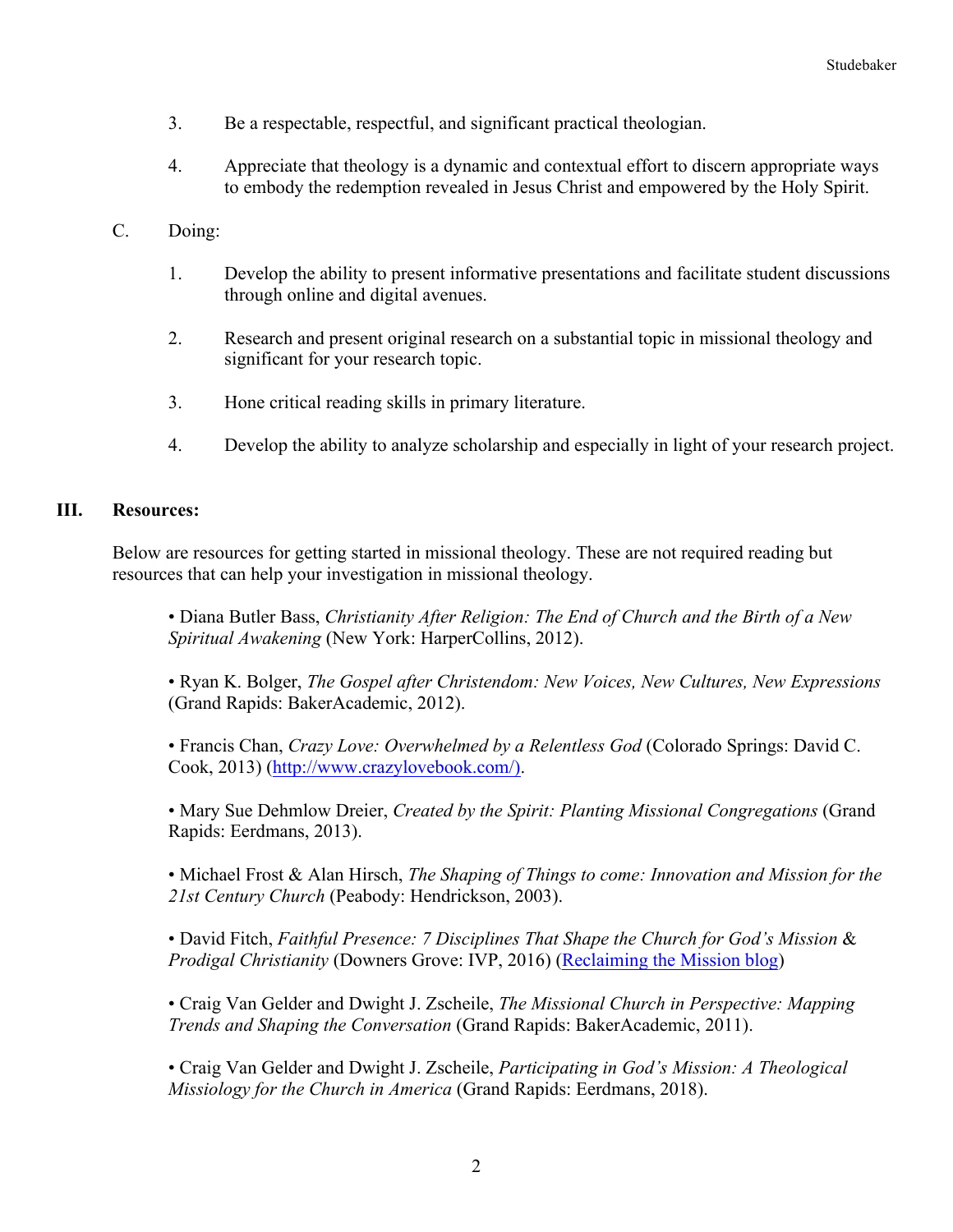3. Be a respectable, respectful, and significant practical theologian.

4. Appreciate that theology is a dynamic and contextual effort to discern appropriate ways to embody the redemption revealed in Jesus Christ and empowered by the Holy Spirit.

C. Doing:

1. Develop the ability to present informative presentations and facilitate student discussions through online and digital avenues.

2. Research and present original research on a substantial topic in missional theology and significant for your research topic.

3. Hone critical reading skills in primary literature.

4. Develop the ability to analyze scholarship and especially in light of your research project.

## III. Resources:

Below are resources for getting started in missional theology. These are not required reading but resources that can help your investigation in missional theology.

• Diana Butler Bass, *Christianity After Religion: The End of Church and the Birth of a New Spiritual Awakening* (New York: HarperCollins, 2012).

• Ryan K. Bolger, *The Gospel after Christendom: New Voices, New Cultures, New Expressions* (Grand Rapids: BakerAcademic, 2012).

• Francis Chan, *Crazy Love: Overwhelmed by a Relentless God* (Colorado Springs: David C. Cook, 2013) ([http://www.crazylovebook.com/)](http://www.crazylovebook.com/).

• Mary Sue Dehmlow Dreier, *Created by the Spirit: Planting Missional Congregations* (Grand Rapids: Eerdmans, 2013).

• Michael Frost & Alan Hirsch, *The Shaping of Things to come: Innovation and Mission for the 21st Century Church* (Peabody: Hendrickson, 2003).

• David Fitch, *Faithful Presence: 7 Disciplines That Shape the Church for God's Mission* & *Prodigal Christianity* (Downers Grove: IVP, 2016) (Reclaiming the Mission blog)

• Craig Van Gelder and Dwight J. Zscheile, *The Missional Church in Perspective: Mapping Trends and Shaping the Conversation* (Grand Rapids: BakerAcademic, 2011).

• Craig Van Gelder and Dwight J. Zscheile, *Participating in God's Mission: A Theological Missiology for the Church in America* (Grand Rapids: Eerdmans, 2018).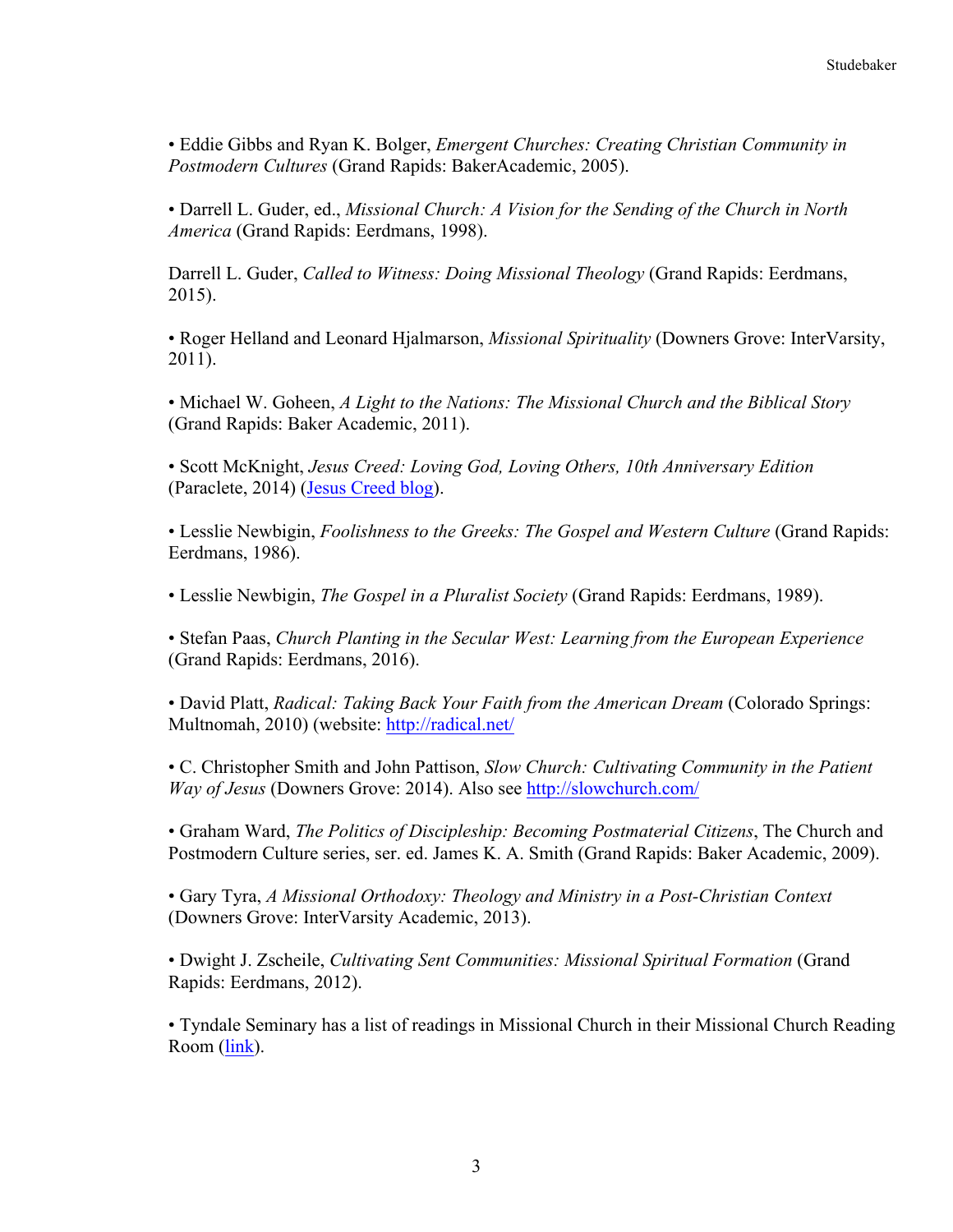• Eddie Gibbs and Ryan K. Bolger, *Emergent Churches: Creating Christian Community in Postmodern Cultures* (Grand Rapids: BakerAcademic, 2005).

• Darrell L. Guder, ed., *Missional Church: A Vision for the Sending of the Church in North America* (Grand Rapids: Eerdmans, 1998).

Darrell L. Guder, *Called to Witness: Doing Missional Theology* (Grand Rapids: Eerdmans, 2015).

• Roger Helland and Leonard Hjalmarson, *Missional Spirituality* (Downers Grove: InterVarsity, 2011).

• Michael W. Goheen, *A Light to the Nations: The Missional Church and the Biblical Story* (Grand Rapids: Baker Academic, 2011).

• Scott McKnight, *Jesus Creed: Loving God, Loving Others, 10th Anniversary Edition* (Paraclete, 2014) (Jesus Creed blog).

• Lesslie Newbigin, *Foolishness to the Greeks: The Gospel and Western Culture* (Grand Rapids: Eerdmans, 1986).

• Lesslie Newbigin, *The Gospel in a Pluralist Society* (Grand Rapids: Eerdmans, 1989).

• Stefan Paas, *Church Planting in the Secular West: Learning from the European Experience* (Grand Rapids: Eerdmans, 2016).

• David Platt, *Radical: Taking Back Your Faith from the American Dream* (Colorado Springs: Multnomah, 2010) (website: http://radical.net/

• C. Christopher Smith and John Pattison, *Slow Church: Cultivating Community in the Patient Way of Jesus* (Downers Grove: 2014). Also see http://slowchurch.com/

• Graham Ward, *The Politics of Discipleship: Becoming Postmaterial Citizens*, The Church and Postmodern Culture series, ser. ed. James K. A. Smith (Grand Rapids: Baker Academic, 2009).

• Gary Tyra, *A Missional Orthodoxy: Theology and Ministry in a Post-Christian Context* (Downers Grove: InterVarsity Academic, 2013).

• Dwight J. Zscheile, *Cultivating Sent Communities: Missional Spiritual Formation* (Grand Rapids: Eerdmans, 2012).

• Tyndale Seminary has a list of readings in Missional Church in their Missional Church Reading Room (link).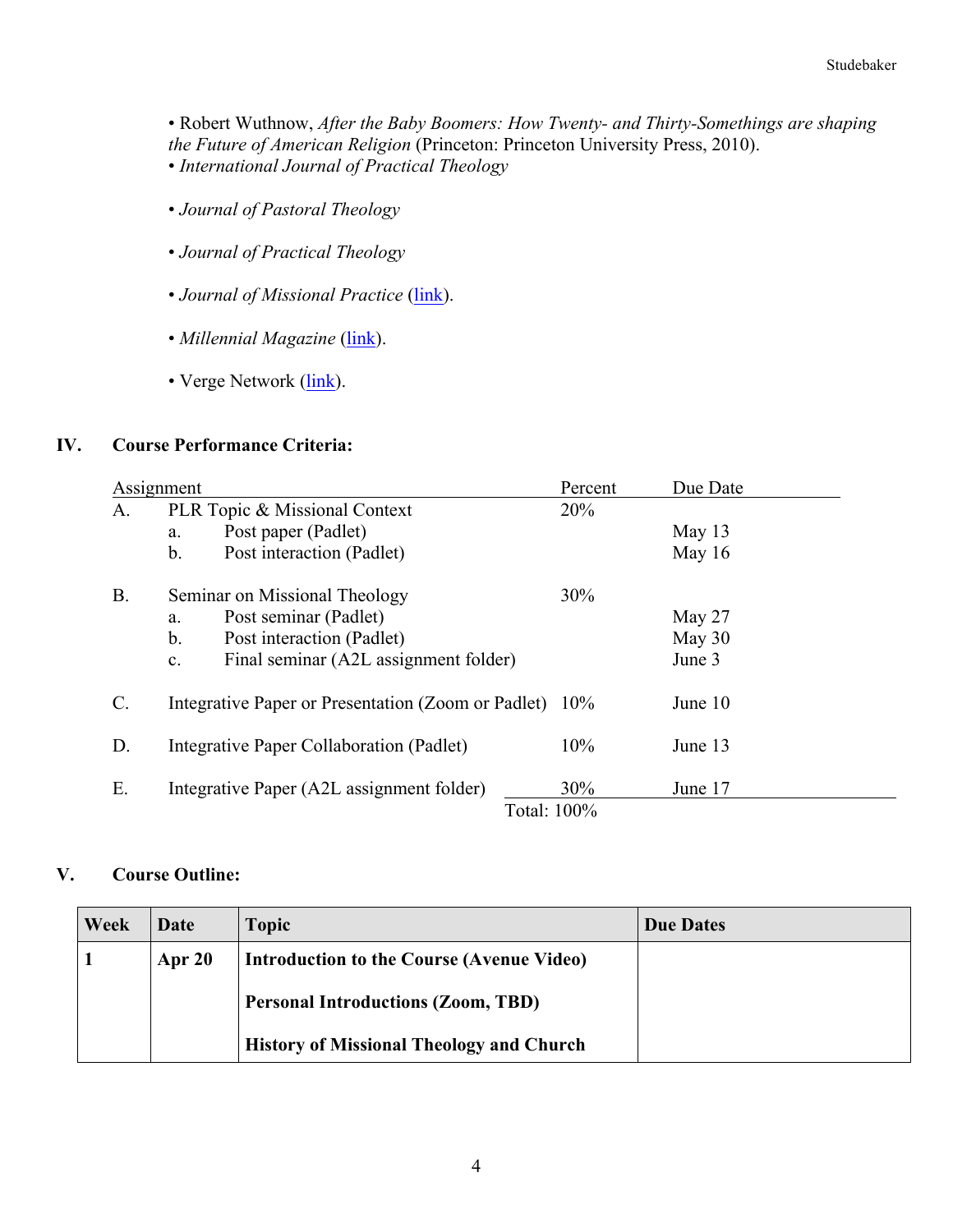- Robert Wuthnow, *After the Baby Boomers: How Twenty- and Thirty-Somethings are shaping the Future of American Religion* (Princeton: Princeton University Press, 2010).
- *International Journal of Practical Theology*
- *Journal of Pastoral Theology*
- *Journal of Practical Theology*
- *Journal of Missional Practice* (link).
- *Millennial Magazine* (link).
- Verge Network (link).

## IV. Course Performance Criteria:

| Assignment | | Percent | Due Date |
|---|---|---|---|
| A. | PLR Topic & Missional Context | 20% | |
| | a. Post paper (Padlet) | | May 13 |
| | b. Post interaction (Padlet) | | May 16 |
| B. | Seminar on Missional Theology | 30% | |
| | a. Post seminar (Padlet) | | May 27 |
| | b. Post interaction (Padlet) | | May 30 |
| | c. Final seminar (A2L assignment folder) | | June 3 |
| C. | Integrative Paper or Presentation (Zoom or Padlet) | 10% | June 10 |
| D. | Integrative Paper Collaboration (Padlet) | 10% | June 13 |
| E. | Integrative Paper (A2L assignment folder) | 30% | June 17 |
| | | Total: 100% | |

## V. Course Outline:

| Week | Date | Topic | Due Dates |
|---|---|---|---|
| **1** | **Apr 20** | **Introduction to the Course (Avenue Video)**<br><br>**Personal Introductions (Zoom, TBD)**<br><br>**History of Missional Theology and Church** | |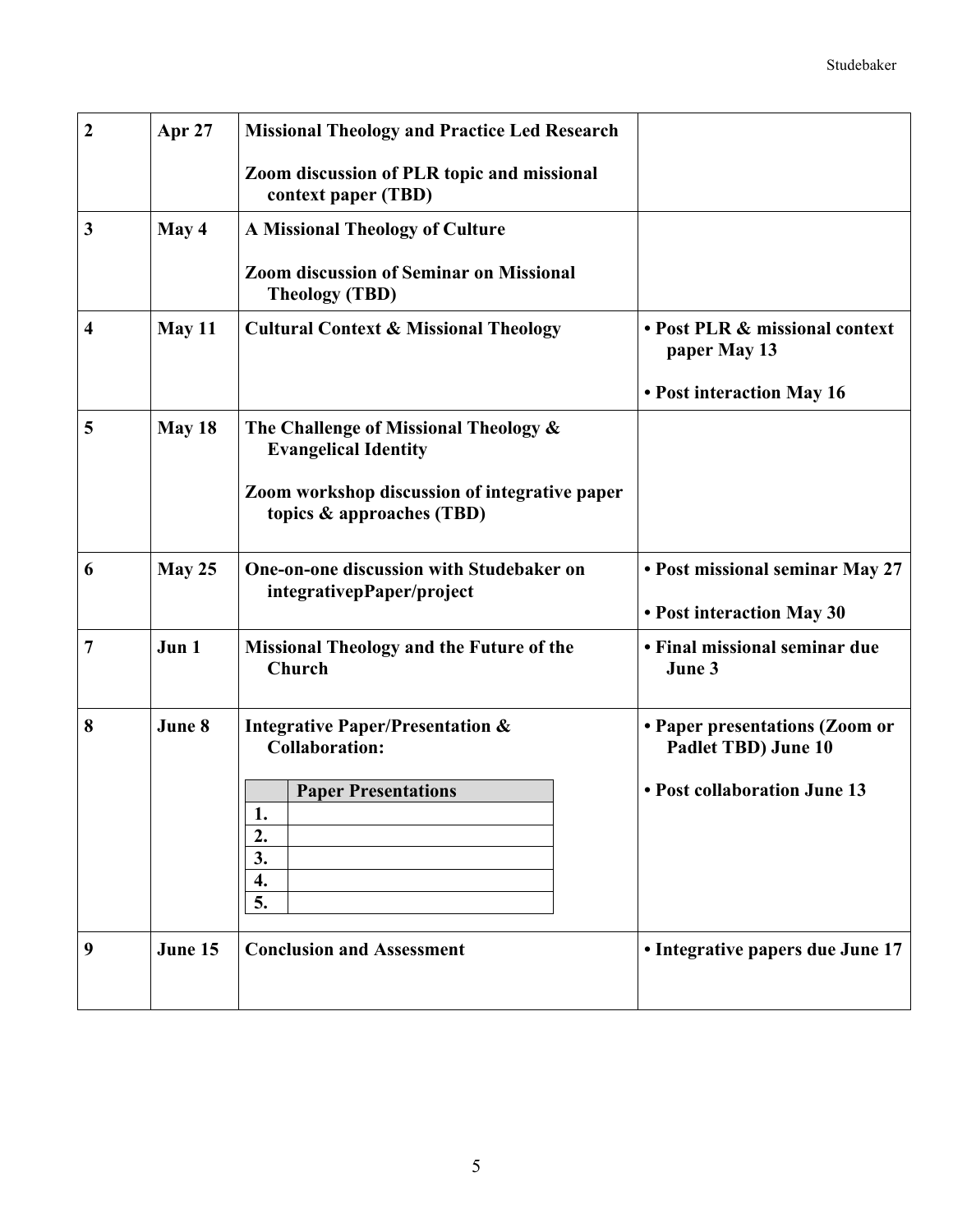| | | | |
|---|---|---|---|
| **2** | **Apr 27** | **Missional Theology and Practice Led Research**<br><br>**Zoom discussion of PLR topic and missional context paper (TBD)** | |
| **3** | **May 4** | **A Missional Theology of Culture**<br><br>**Zoom discussion of Seminar on Missional Theology (TBD)** | |
| **4** | **May 11** | **Cultural Context & Missional Theology** | **• Post PLR & missional context paper May 13**<br><br>**• Post interaction May 16** |
| **5** | **May 18** | **The Challenge of Missional Theology & Evangelical Identity**<br><br>**Zoom workshop discussion of integrative paper topics & approaches (TBD)** | |
| **6** | **May 25** | **One-on-one discussion with Studebaker on integrativepPaper/project** | **• Post missional seminar May 27**<br><br>**• Post interaction May 30** |
| **7** | **Jun 1** | **Missional Theology and the Future of the Church** | **• Final missional seminar due June 3** |
| **8** | **June 8** | **Integrative Paper/Presentation & Collaboration:**<br><br>**Paper Presentations**<br>**1.**<br>**2.**<br>**3.**<br>**4.**<br>**5.** | **• Paper presentations (Zoom or Padlet TBD) June 10**<br><br>**• Post collaboration June 13** |
| **9** | **June 15** | **Conclusion and Assessment** | **• Integrative papers due June 17** |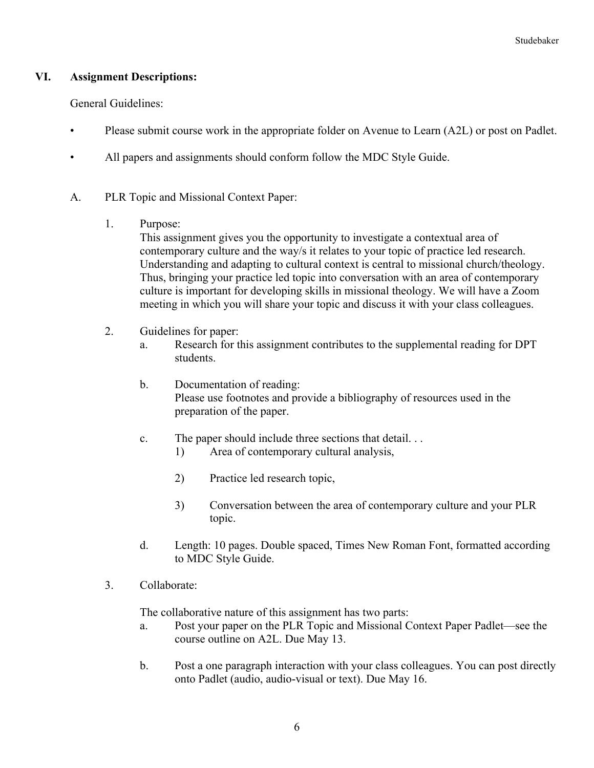## VI. Assignment Descriptions:

General Guidelines:

- Please submit course work in the appropriate folder on Avenue to Learn (A2L) or post on Padlet.
- All papers and assignments should conform follow the MDC Style Guide.

### A. PLR Topic and Missional Context Paper:

1. Purpose:
   This assignment gives you the opportunity to investigate a contextual area of contemporary culture and the way/s it relates to your topic of practice led research. Understanding and adapting to cultural context is central to missional church/theology. Thus, bringing your practice led topic into conversation with an area of contemporary culture is important for developing skills in missional theology. We will have a Zoom meeting in which you will share your topic and discuss it with your class colleagues.

2. Guidelines for paper:
   a. Research for this assignment contributes to the supplemental reading for DPT students.

   b. Documentation of reading:
      Please use footnotes and provide a bibliography of resources used in the preparation of the paper.

   c. The paper should include three sections that detail. . .
      1) Area of contemporary cultural analysis,

      2) Practice led research topic,

      3) Conversation between the area of contemporary culture and your PLR topic.

   d. Length: 10 pages. Double spaced, Times New Roman Font, formatted according to MDC Style Guide.

3. Collaborate:

   The collaborative nature of this assignment has two parts:
   a. Post your paper on the PLR Topic and Missional Context Paper Padlet—see the course outline on A2L. Due May 13.

   b. Post a one paragraph interaction with your class colleagues. You can post directly onto Padlet (audio, audio-visual or text). Due May 16.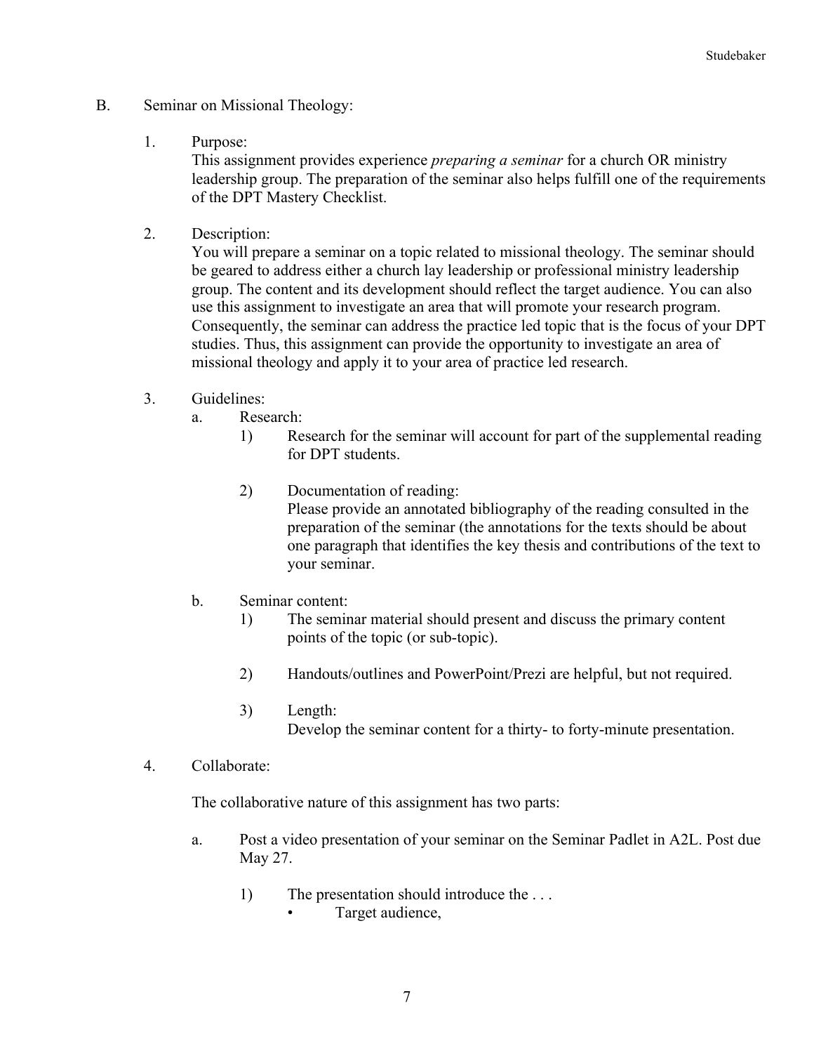B. Seminar on Missional Theology:

1. Purpose:
   This assignment provides experience *preparing a seminar* for a church OR ministry leadership group. The preparation of the seminar also helps fulfill one of the requirements of the DPT Mastery Checklist.

2. Description:
   You will prepare a seminar on a topic related to missional theology. The seminar should be geared to address either a church lay leadership or professional ministry leadership group. The content and its development should reflect the target audience. You can also use this assignment to investigate an area that will promote your research program. Consequently, the seminar can address the practice led topic that is the focus of your DPT studies. Thus, this assignment can provide the opportunity to investigate an area of missional theology and apply it to your area of practice led research.

3. Guidelines:
   a. Research:
      1) Research for the seminar will account for part of the supplemental reading for DPT students.

      2) Documentation of reading:
         Please provide an annotated bibliography of the reading consulted in the preparation of the seminar (the annotations for the texts should be about one paragraph that identifies the key thesis and contributions of the text to your seminar.

   b. Seminar content:
      1) The seminar material should present and discuss the primary content points of the topic (or sub-topic).

      2) Handouts/outlines and PowerPoint/Prezi are helpful, but not required.

      3) Length:
         Develop the seminar content for a thirty- to forty-minute presentation.

4. Collaborate:

   The collaborative nature of this assignment has two parts:

   a. Post a video presentation of your seminar on the Seminar Padlet in A2L. Post due May 27.

      1) The presentation should introduce the . . .
         - Target audience,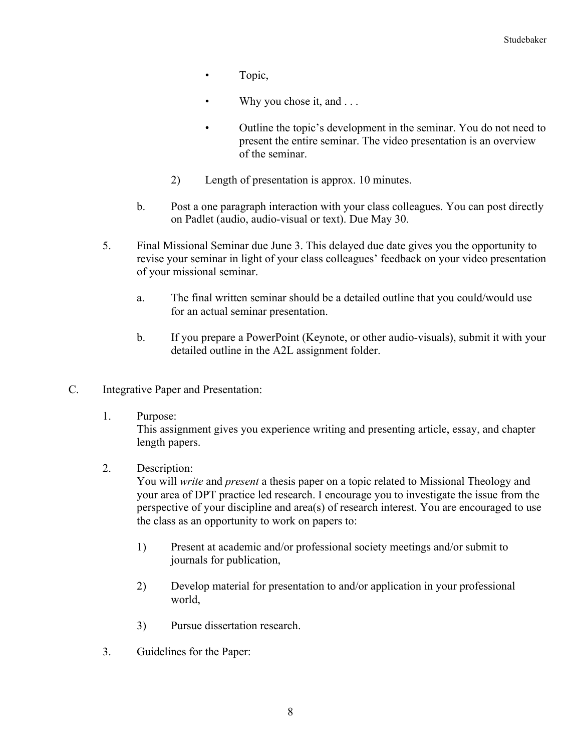- Topic,
- Why you chose it, and . . .
- Outline the topic's development in the seminar. You do not need to present the entire seminar. The video presentation is an overview of the seminar.

2) Length of presentation is approx. 10 minutes.

b. Post a one paragraph interaction with your class colleagues. You can post directly on Padlet (audio, audio-visual or text). Due May 30.

5. Final Missional Seminar due June 3. This delayed due date gives you the opportunity to revise your seminar in light of your class colleagues' feedback on your video presentation of your missional seminar.

   a. The final written seminar should be a detailed outline that you could/would use for an actual seminar presentation.

   b. If you prepare a PowerPoint (Keynote, or other audio-visuals), submit it with your detailed outline in the A2L assignment folder.

C. Integrative Paper and Presentation:

1. Purpose:
   This assignment gives you experience writing and presenting article, essay, and chapter length papers.

2. Description:
   You will *write* and *present* a thesis paper on a topic related to Missional Theology and your area of DPT practice led research. I encourage you to investigate the issue from the perspective of your discipline and area(s) of research interest. You are encouraged to use the class as an opportunity to work on papers to:

   1) Present at academic and/or professional society meetings and/or submit to journals for publication,

   2) Develop material for presentation to and/or application in your professional world,

   3) Pursue dissertation research.

3. Guidelines for the Paper: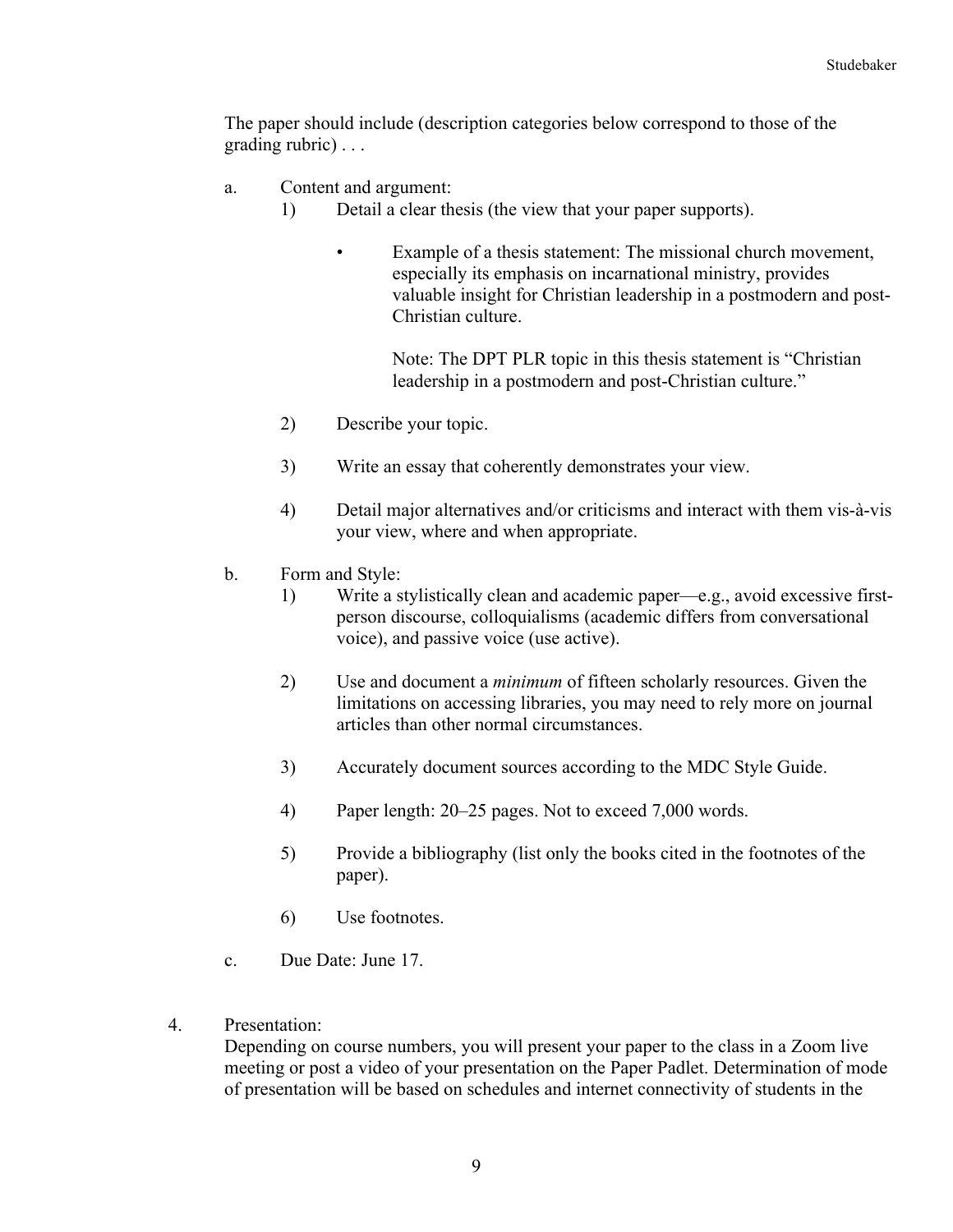The paper should include (description categories below correspond to those of the grading rubric) . . .

a. Content and argument:

1) Detail a clear thesis (the view that your paper supports).

   - Example of a thesis statement: The missional church movement, especially its emphasis on incarnational ministry, provides valuable insight for Christian leadership in a postmodern and post-Christian culture.

     Note: The DPT PLR topic in this thesis statement is "Christian leadership in a postmodern and post-Christian culture."

2) Describe your topic.

3) Write an essay that coherently demonstrates your view.

4) Detail major alternatives and/or criticisms and interact with them vis-à-vis your view, where and when appropriate.

b. Form and Style:

1) Write a stylistically clean and academic paper—e.g., avoid excessive first-person discourse, colloquialisms (academic differs from conversational voice), and passive voice (use active).

2) Use and document a *minimum* of fifteen scholarly resources. Given the limitations on accessing libraries, you may need to rely more on journal articles than other normal circumstances.

3) Accurately document sources according to the MDC Style Guide.

4) Paper length: 20–25 pages. Not to exceed 7,000 words.

5) Provide a bibliography (list only the books cited in the footnotes of the paper).

6) Use footnotes.

c. Due Date: June 17.

4. Presentation:
Depending on course numbers, you will present your paper to the class in a Zoom live meeting or post a video of your presentation on the Paper Padlet. Determination of mode of presentation will be based on schedules and internet connectivity of students in the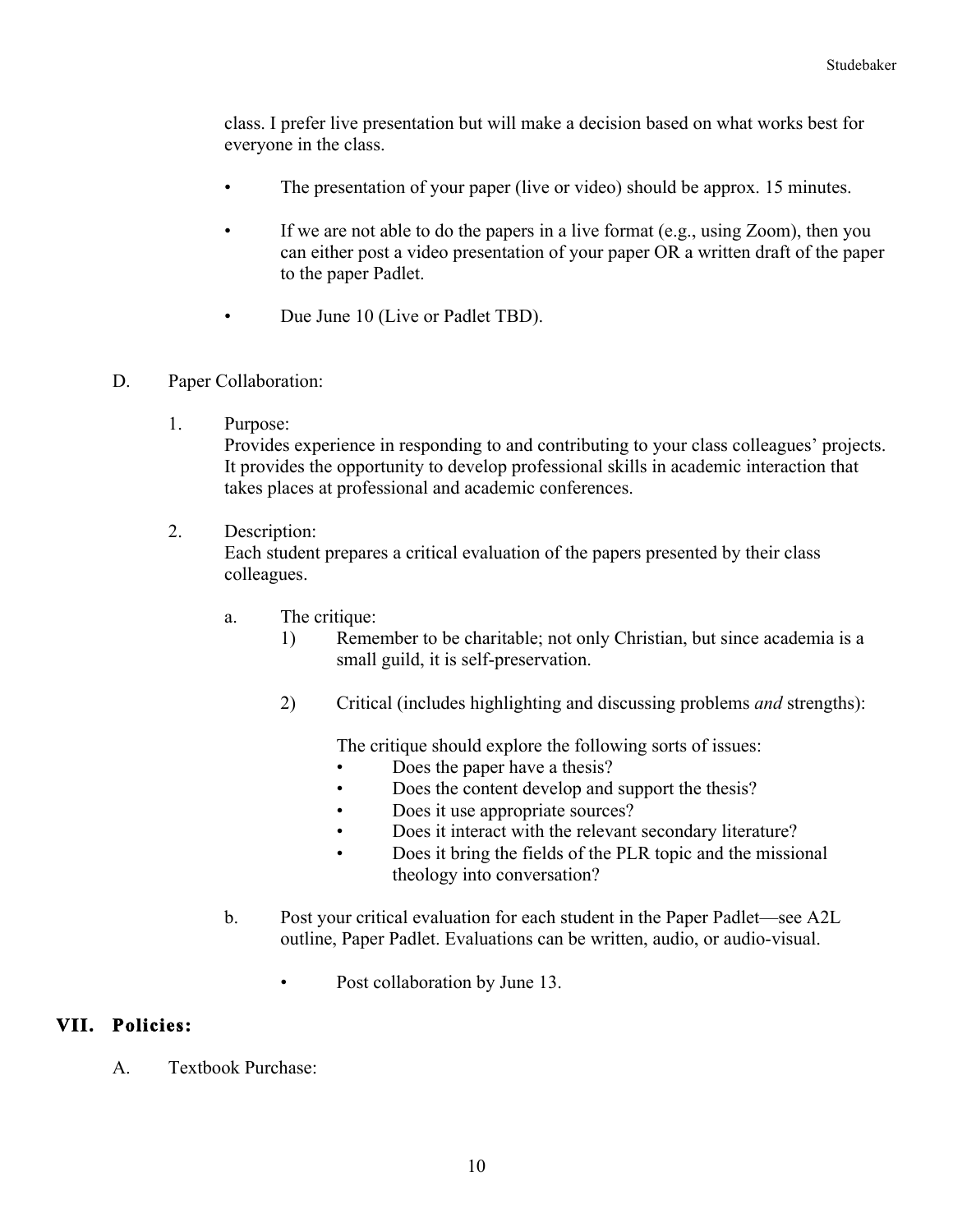class. I prefer live presentation but will make a decision based on what works best for everyone in the class.

- The presentation of your paper (live or video) should be approx. 15 minutes.
- If we are not able to do the papers in a live format (e.g., using Zoom), then you can either post a video presentation of your paper OR a written draft of the paper to the paper Padlet.
- Due June 10 (Live or Padlet TBD).

D. Paper Collaboration:

1. Purpose:
   Provides experience in responding to and contributing to your class colleagues' projects. It provides the opportunity to develop professional skills in academic interaction that takes places at professional and academic conferences.

2. Description:
   Each student prepares a critical evaluation of the papers presented by their class colleagues.

   a. The critique:
      1) Remember to be charitable; not only Christian, but since academia is a small guild, it is self-preservation.

      2) Critical (includes highlighting and discussing problems *and* strengths):

         The critique should explore the following sorts of issues:
         - Does the paper have a thesis?
         - Does the content develop and support the thesis?
         - Does it use appropriate sources?
         - Does it interact with the relevant secondary literature?
         - Does it bring the fields of the PLR topic and the missional theology into conversation?

   b. Post your critical evaluation for each student in the Paper Padlet—see A2L outline, Paper Padlet. Evaluations can be written, audio, or audio-visual.

      - Post collaboration by June 13.

## VII. Policies:

A. Textbook Purchase: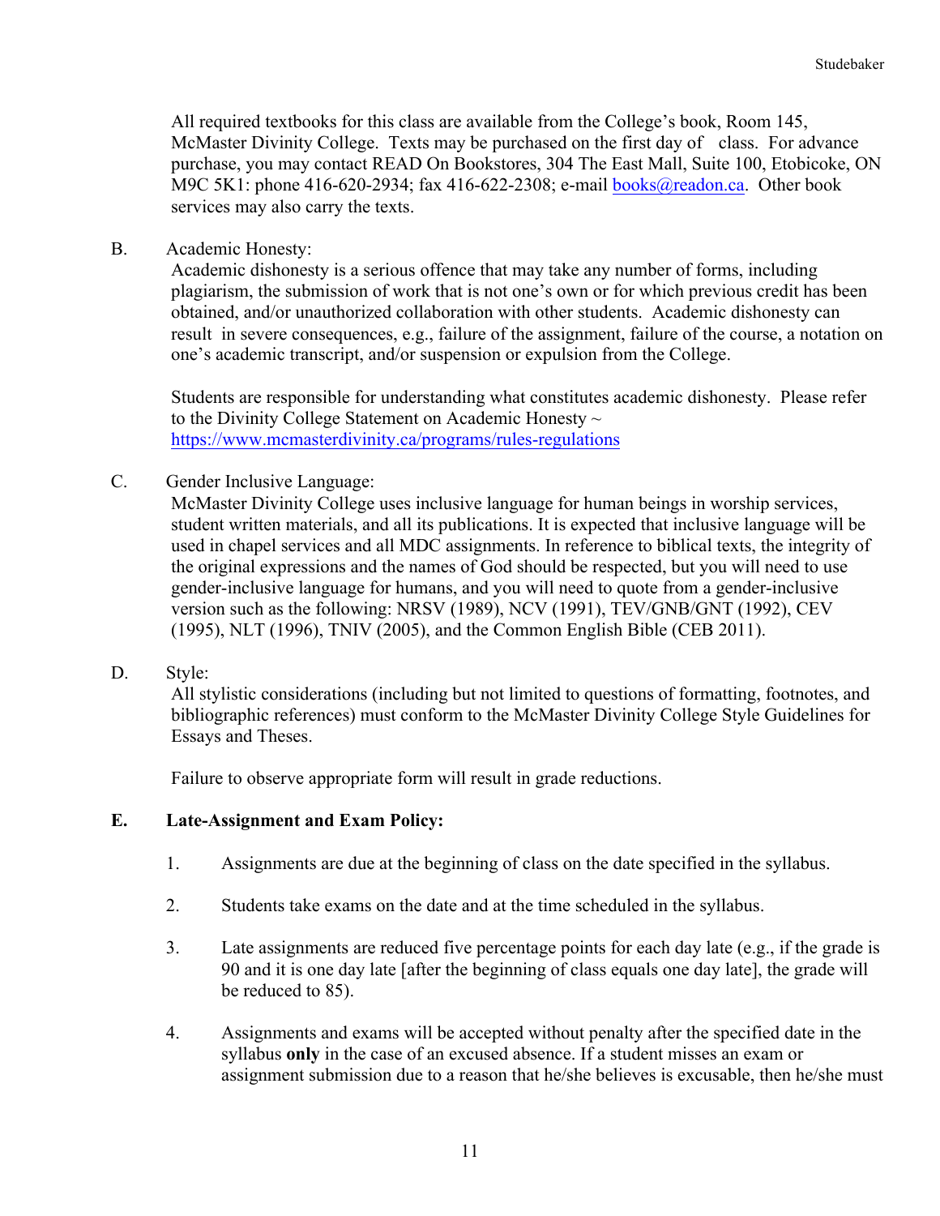All required textbooks for this class are available from the College's book, Room 145, McMaster Divinity College. Texts may be purchased on the first day of class. For advance purchase, you may contact READ On Bookstores, 304 The East Mall, Suite 100, Etobicoke, ON M9C 5K1: phone 416-620-2934; fax 416-622-2308; e-mail books@readon.ca. Other book services may also carry the texts.

B. Academic Honesty:

Academic dishonesty is a serious offence that may take any number of forms, including plagiarism, the submission of work that is not one's own or for which previous credit has been obtained, and/or unauthorized collaboration with other students. Academic dishonesty can result in severe consequences, e.g., failure of the assignment, failure of the course, a notation on one's academic transcript, and/or suspension or expulsion from the College.

Students are responsible for understanding what constitutes academic dishonesty. Please refer to the Divinity College Statement on Academic Honesty ~ https://www.mcmasterdivinity.ca/programs/rules-regulations

C. Gender Inclusive Language:

McMaster Divinity College uses inclusive language for human beings in worship services, student written materials, and all its publications. It is expected that inclusive language will be used in chapel services and all MDC assignments. In reference to biblical texts, the integrity of the original expressions and the names of God should be respected, but you will need to use gender-inclusive language for humans, and you will need to quote from a gender-inclusive version such as the following: NRSV (1989), NCV (1991), TEV/GNB/GNT (1992), CEV (1995), NLT (1996), TNIV (2005), and the Common English Bible (CEB 2011).

D. Style:

All stylistic considerations (including but not limited to questions of formatting, footnotes, and bibliographic references) must conform to the McMaster Divinity College Style Guidelines for Essays and Theses.

Failure to observe appropriate form will result in grade reductions.

**E. Late-Assignment and Exam Policy:**

1. Assignments are due at the beginning of class on the date specified in the syllabus.

2. Students take exams on the date and at the time scheduled in the syllabus.

3. Late assignments are reduced five percentage points for each day late (e.g., if the grade is 90 and it is one day late [after the beginning of class equals one day late], the grade will be reduced to 85).

4. Assignments and exams will be accepted without penalty after the specified date in the syllabus **only** in the case of an excused absence. If a student misses an exam or assignment submission due to a reason that he/she believes is excusable, then he/she must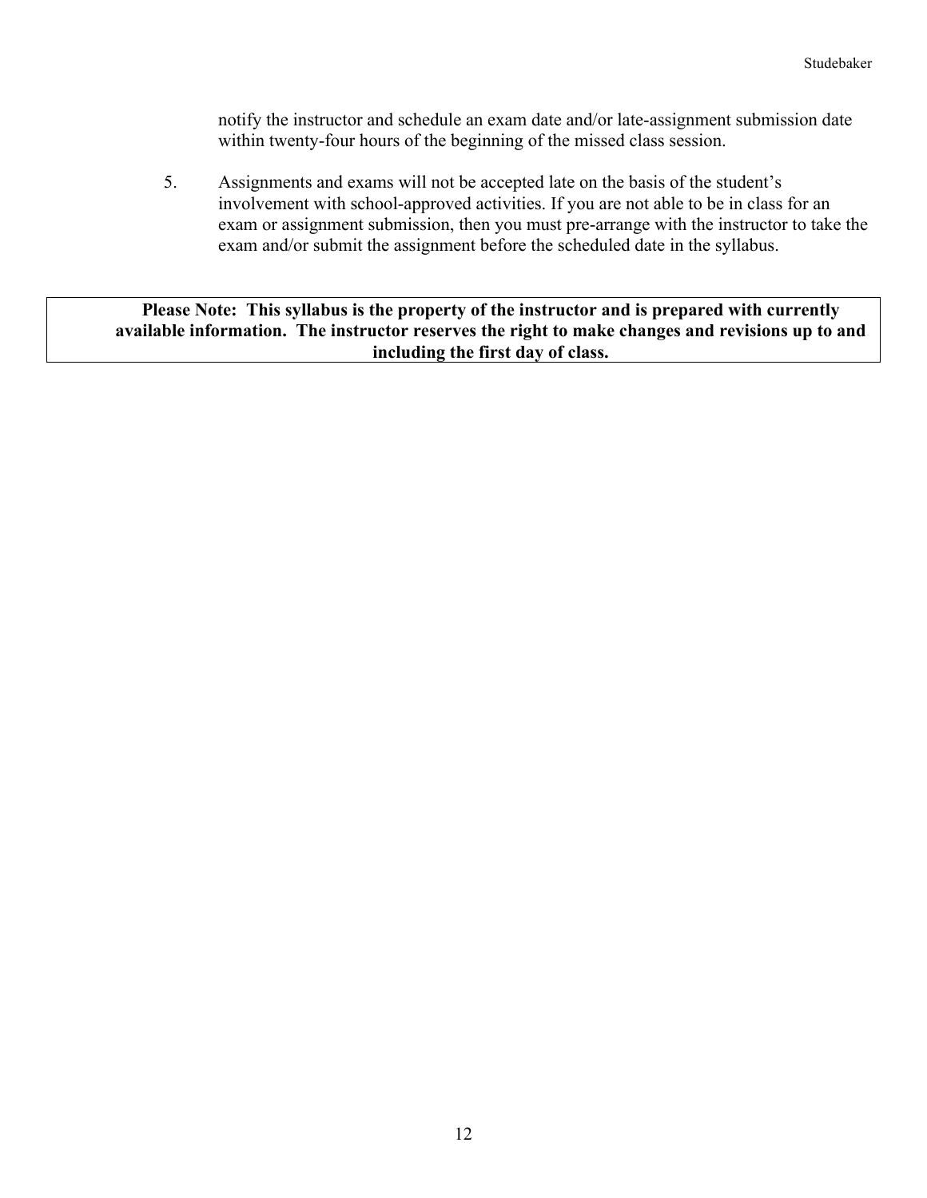notify the instructor and schedule an exam date and/or late-assignment submission date within twenty-four hours of the beginning of the missed class session.

5. Assignments and exams will not be accepted late on the basis of the student's involvement with school-approved activities. If you are not able to be in class for an exam or assignment submission, then you must pre-arrange with the instructor to take the exam and/or submit the assignment before the scheduled date in the syllabus.

**Please Note: This syllabus is the property of the instructor and is prepared with currently available information. The instructor reserves the right to make changes and revisions up to and including the first day of class.**